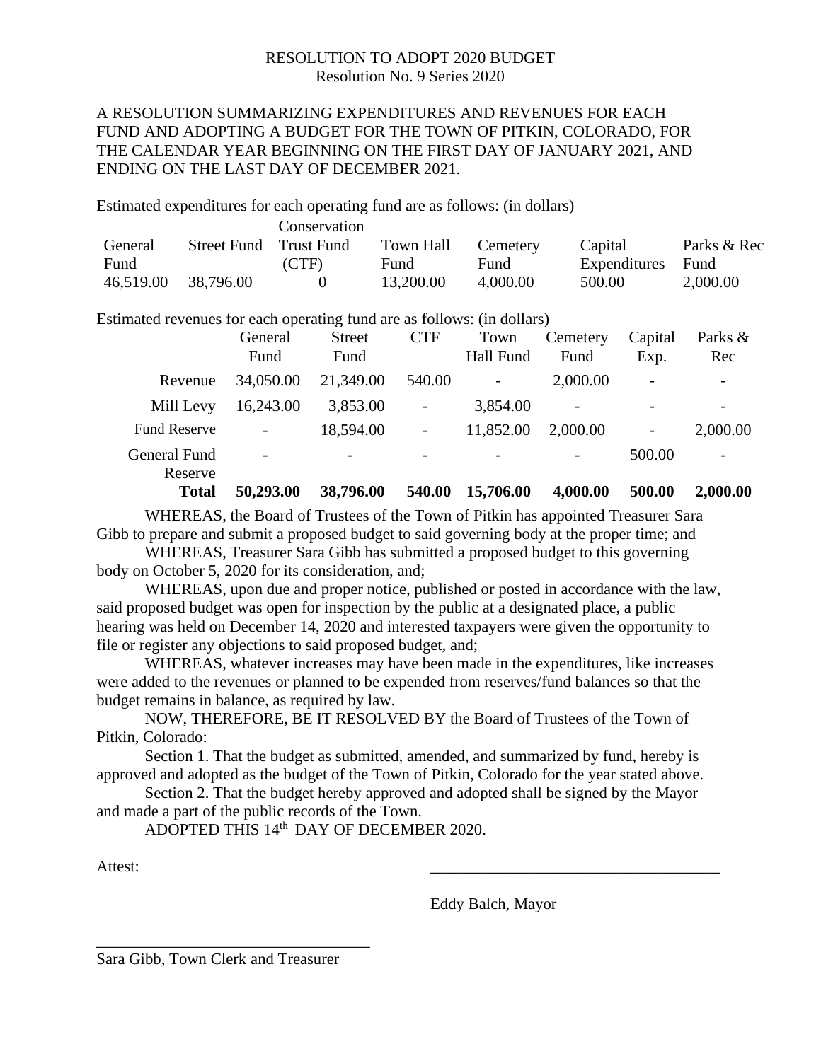RESOLUTION TO ADOPT 2020 BUDGET
Resolution No. 9 Series 2020

A RESOLUTION SUMMARIZING EXPENDITURES AND REVENUES FOR EACH FUND AND ADOPTING A BUDGET FOR THE TOWN OF PITKIN, COLORADO, FOR THE CALENDAR YEAR BEGINNING ON THE FIRST DAY OF JANUARY 2021, AND ENDING ON THE LAST DAY OF DECEMBER 2021.

Estimated expenditures for each operating fund are as follows: (in dollars)

| General Fund | Street Fund | Conservation Trust Fund (CTF) | Town Hall Fund | Cemetery Fund | Capital Expenditures | Parks & Rec Fund |
|---|---|---|---|---|---|---|
| 46,519.00 | 38,796.00 | 0 | 13,200.00 | 4,000.00 | 500.00 | 2,000.00 |

Estimated revenues for each operating fund are as follows: (in dollars)

| | General Fund | Street Fund | CTF | Town Hall Fund | Cemetery Fund | Capital Exp. | Parks & Rec |
|---|---|---|---|---|---|---|---|
| Revenue | 34,050.00 | 21,349.00 | 540.00 | - | 2,000.00 | - | - |
| Mill Levy | 16,243.00 | 3,853.00 | - | 3,854.00 | - | - | - |
| Fund Reserve | - | 18,594.00 | - | 11,852.00 | 2,000.00 | - | 2,000.00 |
| General Fund Reserve | - | - | - | - | - | 500.00 | - |
| **Total** | **50,293.00** | **38,796.00** | **540.00** | **15,706.00** | **4,000.00** | **500.00** | **2,000.00** |

WHEREAS, the Board of Trustees of the Town of Pitkin has appointed Treasurer Sara Gibb to prepare and submit a proposed budget to said governing body at the proper time; and

WHEREAS, Treasurer Sara Gibb has submitted a proposed budget to this governing body on October 5, 2020 for its consideration, and;

WHEREAS, upon due and proper notice, published or posted in accordance with the law, said proposed budget was open for inspection by the public at a designated place, a public hearing was held on December 14, 2020 and interested taxpayers were given the opportunity to file or register any objections to said proposed budget, and;

WHEREAS, whatever increases may have been made in the expenditures, like increases were added to the revenues or planned to be expended from reserves/fund balances so that the budget remains in balance, as required by law.

NOW, THEREFORE, BE IT RESOLVED BY the Board of Trustees of the Town of Pitkin, Colorado:

Section 1. That the budget as submitted, amended, and summarized by fund, hereby is approved and adopted as the budget of the Town of Pitkin, Colorado for the year stated above.

Section 2. That the budget hereby approved and adopted shall be signed by the Mayor and made a part of the public records of the Town.

ADOPTED THIS 14th DAY OF DECEMBER 2020.

Attest:

_____________________________________

Eddy Balch, Mayor

_________________________________

Sara Gibb, Town Clerk and Treasurer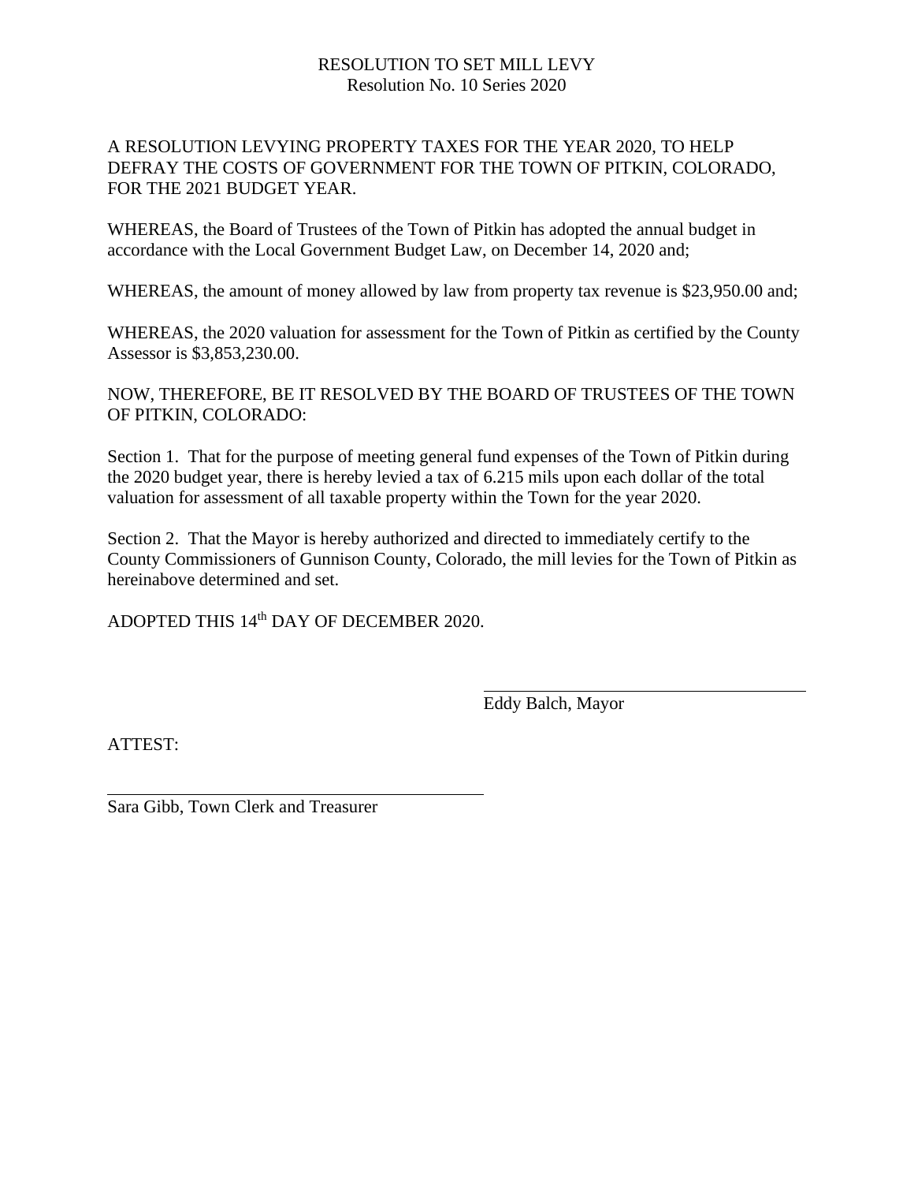RESOLUTION TO SET MILL LEVY
Resolution No. 10 Series 2020

A RESOLUTION LEVYING PROPERTY TAXES FOR THE YEAR 2020, TO HELP DEFRAY THE COSTS OF GOVERNMENT FOR THE TOWN OF PITKIN, COLORADO, FOR THE 2021 BUDGET YEAR.

WHEREAS, the Board of Trustees of the Town of Pitkin has adopted the annual budget in accordance with the Local Government Budget Law, on December 14, 2020 and;

WHEREAS, the amount of money allowed by law from property tax revenue is $23,950.00 and;

WHEREAS, the 2020 valuation for assessment for the Town of Pitkin as certified by the County Assessor is $3,853,230.00.

NOW, THEREFORE, BE IT RESOLVED BY THE BOARD OF TRUSTEES OF THE TOWN OF PITKIN, COLORADO:

Section 1. That for the purpose of meeting general fund expenses of the Town of Pitkin during the 2020 budget year, there is hereby levied a tax of 6.215 mils upon each dollar of the total valuation for assessment of all taxable property within the Town for the year 2020.

Section 2. That the Mayor is hereby authorized and directed to immediately certify to the County Commissioners of Gunnison County, Colorado, the mill levies for the Town of Pitkin as hereinabove determined and set.

ADOPTED THIS 14th DAY OF DECEMBER 2020.

\_\_\_\_\_\_\_\_\_\_\_\_\_\_\_\_\_\_\_\_\_\_\_\_\_\_\_\_\_\_\_\_
Eddy Balch, Mayor

ATTEST:

\_\_\_\_\_\_\_\_\_\_\_\_\_\_\_\_\_\_\_\_\_\_\_\_\_\_\_\_\_\_\_\_
Sara Gibb, Town Clerk and Treasurer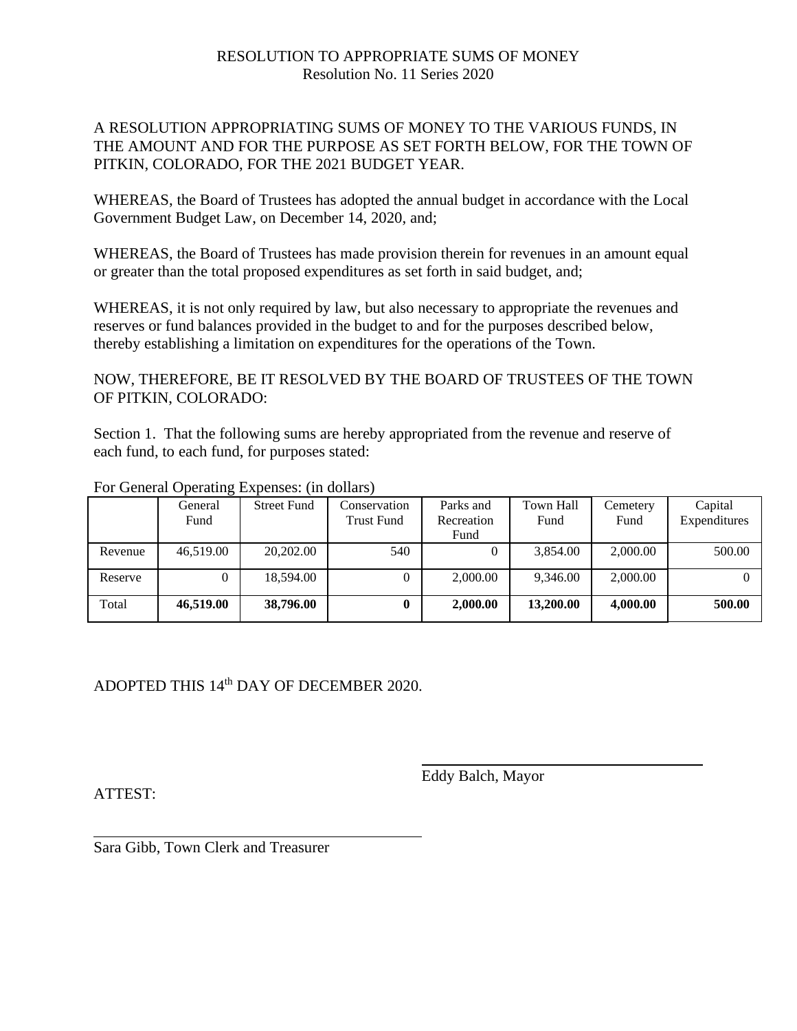RESOLUTION TO APPROPRIATE SUMS OF MONEY
Resolution No. 11 Series 2020

A RESOLUTION APPROPRIATING SUMS OF MONEY TO THE VARIOUS FUNDS, IN THE AMOUNT AND FOR THE PURPOSE AS SET FORTH BELOW, FOR THE TOWN OF PITKIN, COLORADO, FOR THE 2021 BUDGET YEAR.

WHEREAS, the Board of Trustees has adopted the annual budget in accordance with the Local Government Budget Law, on December 14, 2020, and;

WHEREAS, the Board of Trustees has made provision therein for revenues in an amount equal or greater than the total proposed expenditures as set forth in said budget, and;

WHEREAS, it is not only required by law, but also necessary to appropriate the revenues and reserves or fund balances provided in the budget to and for the purposes described below, thereby establishing a limitation on expenditures for the operations of the Town.

NOW, THEREFORE, BE IT RESOLVED BY THE BOARD OF TRUSTEES OF THE TOWN OF PITKIN, COLORADO:

Section 1. That the following sums are hereby appropriated from the revenue and reserve of each fund, to each fund, for purposes stated:

For General Operating Expenses: (in dollars)

| | General Fund | Street Fund | Conservation Trust Fund | Parks and Recreation Fund | Town Hall Fund | Cemetery Fund | Capital Expenditures |
|---|---|---|---|---|---|---|---|
| Revenue | 46,519.00 | 20,202.00 | 540 | 0 | 3,854.00 | 2,000.00 | 500.00 |
| Reserve | 0 | 18,594.00 | 0 | 2,000.00 | 9,346.00 | 2,000.00 | 0 |
| Total | **46,519.00** | **38,796.00** | **0** | **2,000.00** | **13,200.00** | **4,000.00** | **500.00** |

ADOPTED THIS 14th DAY OF DECEMBER 2020.

Eddy Balch, Mayor

ATTEST:

Sara Gibb, Town Clerk and Treasurer